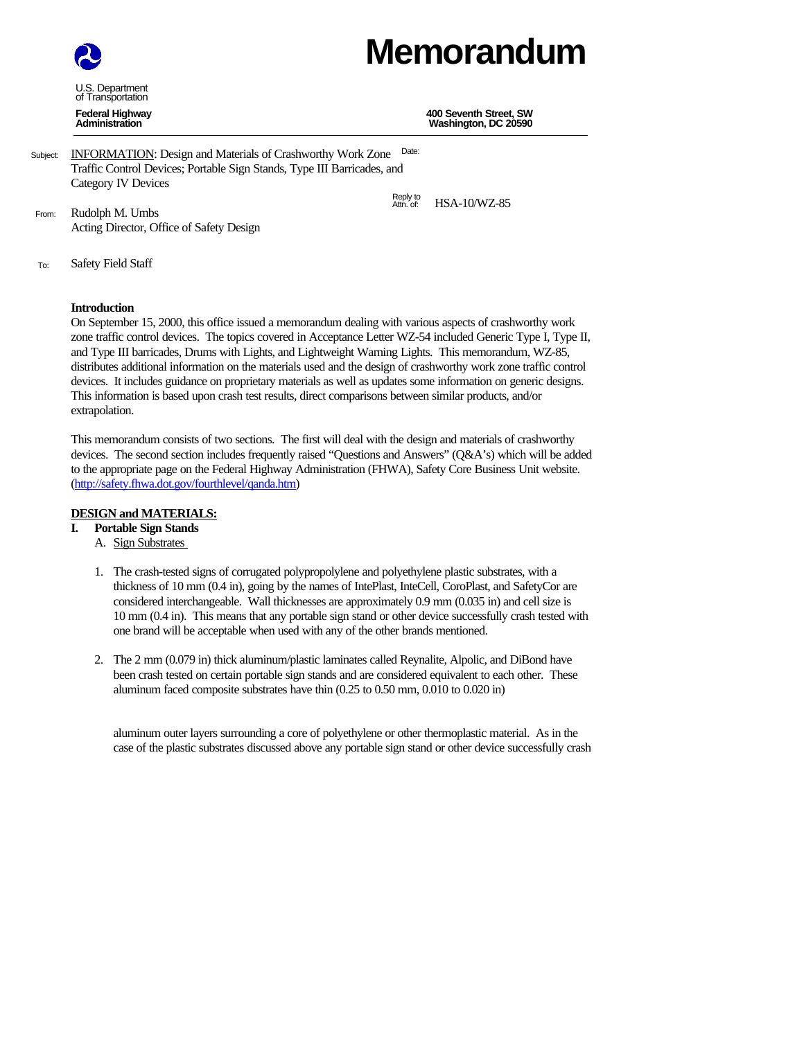# Memorandum

U.S. Department of Transportation

**Federal Highway Administration**

**400 Seventh Street, SW**
**Washington, DC 20590**

Subject: INFORMATION: Design and Materials of Crashworthy Work Zone Traffic Control Devices; Portable Sign Stands, Type III Barricades, and Category IV Devices

Date:

Reply to Attn. of: HSA-10/WZ-85

From: Rudolph M. Umbs
Acting Director, Office of Safety Design

To: Safety Field Staff

**Introduction**

On September 15, 2000, this office issued a memorandum dealing with various aspects of crashworthy work zone traffic control devices. The topics covered in Acceptance Letter WZ-54 included Generic Type I, Type II, and Type III barricades, Drums with Lights, and Lightweight Warning Lights. This memorandum, WZ-85, distributes additional information on the materials used and the design of crashworthy work zone traffic control devices. It includes guidance on proprietary materials as well as updates some information on generic designs. This information is based upon crash test results, direct comparisons between similar products, and/or extrapolation.

This memorandum consists of two sections. The first will deal with the design and materials of crashworthy devices. The second section includes frequently raised "Questions and Answers" (Q&A's) which will be added to the appropriate page on the Federal Highway Administration (FHWA), Safety Core Business Unit website. (http://safety.fhwa.dot.gov/fourthlevel/qanda.htm)

## DESIGN and MATERIALS:

### I. Portable Sign Stands

A. Sign Substrates

1. The crash-tested signs of corrugated polypropolylene and polyethylene plastic substrates, with a thickness of 10 mm (0.4 in), going by the names of IntePlast, InteCell, CoroPlast, and SafetyCor are considered interchangeable. Wall thicknesses are approximately 0.9 mm (0.035 in) and cell size is 10 mm (0.4 in). This means that any portable sign stand or other device successfully crash tested with one brand will be acceptable when used with any of the other brands mentioned.

2. The 2 mm (0.079 in) thick aluminum/plastic laminates called Reynalite, Alpolic, and DiBond have been crash tested on certain portable sign stands and are considered equivalent to each other. These aluminum faced composite substrates have thin (0.25 to 0.50 mm, 0.010 to 0.020 in) aluminum outer layers surrounding a core of polyethylene or other thermoplastic material. As in the case of the plastic substrates discussed above any portable sign stand or other device successfully crash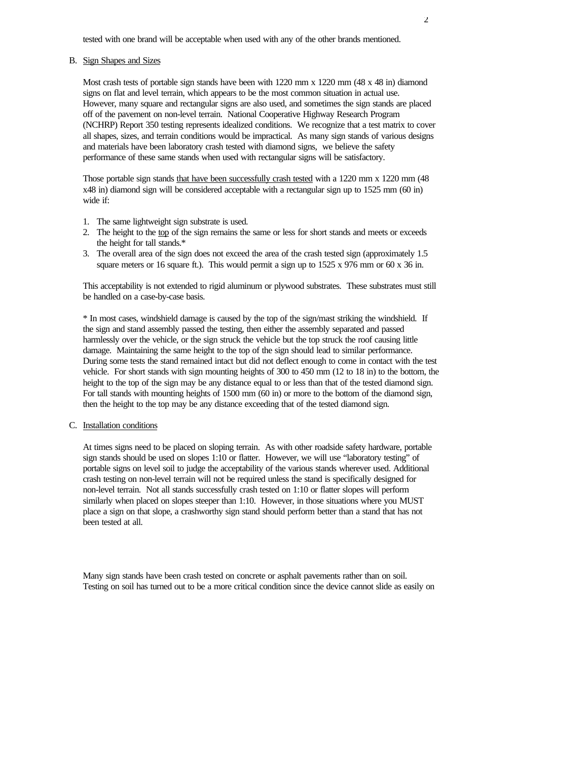tested with one brand will be acceptable when used with any of the other brands mentioned.

B. Sign Shapes and Sizes

Most crash tests of portable sign stands have been with 1220 mm x 1220 mm (48 x 48 in) diamond signs on flat and level terrain, which appears to be the most common situation in actual use. However, many square and rectangular signs are also used, and sometimes the sign stands are placed off of the pavement on non-level terrain. National Cooperative Highway Research Program (NCHRP) Report 350 testing represents idealized conditions. We recognize that a test matrix to cover all shapes, sizes, and terrain conditions would be impractical. As many sign stands of various designs and materials have been laboratory crash tested with diamond signs, we believe the safety performance of these same stands when used with rectangular signs will be satisfactory.

Those portable sign stands that have been successfully crash tested with a 1220 mm x 1220 mm (48 x48 in) diamond sign will be considered acceptable with a rectangular sign up to 1525 mm (60 in) wide if:

1. The same lightweight sign substrate is used.
2. The height to the top of the sign remains the same or less for short stands and meets or exceeds the height for tall stands.*
3. The overall area of the sign does not exceed the area of the crash tested sign (approximately 1.5 square meters or 16 square ft.). This would permit a sign up to 1525 x 976 mm or 60 x 36 in.

This acceptability is not extended to rigid aluminum or plywood substrates. These substrates must still be handled on a case-by-case basis.

* In most cases, windshield damage is caused by the top of the sign/mast striking the windshield. If the sign and stand assembly passed the testing, then either the assembly separated and passed harmlessly over the vehicle, or the sign struck the vehicle but the top struck the roof causing little damage. Maintaining the same height to the top of the sign should lead to similar performance. During some tests the stand remained intact but did not deflect enough to come in contact with the test vehicle. For short stands with sign mounting heights of 300 to 450 mm (12 to 18 in) to the bottom, the height to the top of the sign may be any distance equal to or less than that of the tested diamond sign. For tall stands with mounting heights of 1500 mm (60 in) or more to the bottom of the diamond sign, then the height to the top may be any distance exceeding that of the tested diamond sign.

C. Installation conditions

At times signs need to be placed on sloping terrain. As with other roadside safety hardware, portable sign stands should be used on slopes 1:10 or flatter. However, we will use "laboratory testing" of portable signs on level soil to judge the acceptability of the various stands wherever used. Additional crash testing on non-level terrain will not be required unless the stand is specifically designed for non-level terrain. Not all stands successfully crash tested on 1:10 or flatter slopes will perform similarly when placed on slopes steeper than 1:10. However, in those situations where you MUST place a sign on that slope, a crashworthy sign stand should perform better than a stand that has not been tested at all.

Many sign stands have been crash tested on concrete or asphalt pavements rather than on soil. Testing on soil has turned out to be a more critical condition since the device cannot slide as easily on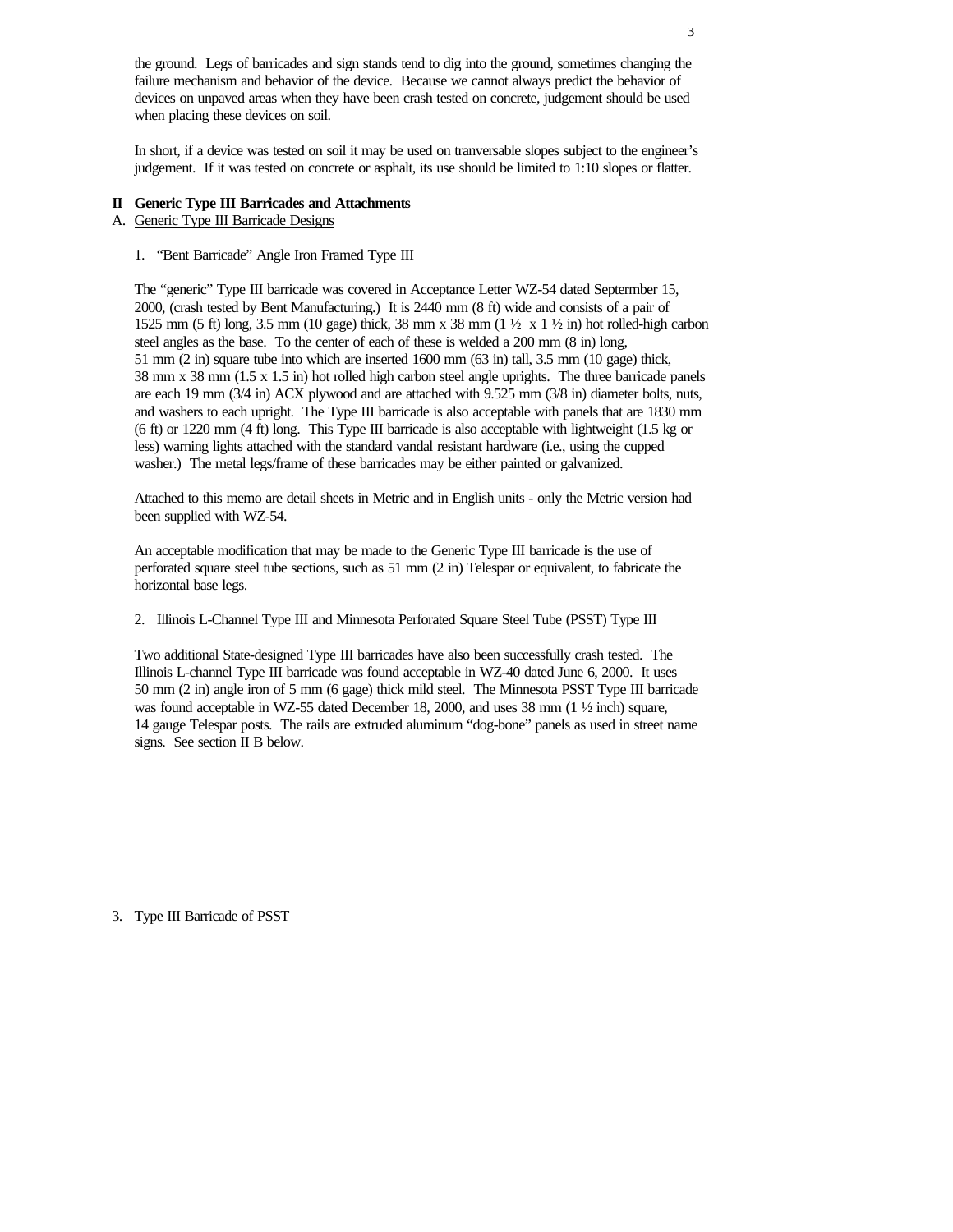the ground. Legs of barricades and sign stands tend to dig into the ground, sometimes changing the failure mechanism and behavior of the device. Because we cannot always predict the behavior of devices on unpaved areas when they have been crash tested on concrete, judgement should be used when placing these devices on soil.

In short, if a device was tested on soil it may be used on tranversable slopes subject to the engineer's judgement. If it was tested on concrete or asphalt, its use should be limited to 1:10 slopes or flatter.

## II Generic Type III Barricades and Attachments

A. <u>Generic Type III Barricade Designs</u>

1. "Bent Barricade" Angle Iron Framed Type III

The "generic" Type III barricade was covered in Acceptance Letter WZ-54 dated Septermber 15, 2000, (crash tested by Bent Manufacturing.) It is 2440 mm (8 ft) wide and consists of a pair of 1525 mm (5 ft) long, 3.5 mm (10 gage) thick, 38 mm x 38 mm (1 ½ x 1 ½ in) hot rolled-high carbon steel angles as the base. To the center of each of these is welded a 200 mm (8 in) long, 51 mm (2 in) square tube into which are inserted 1600 mm (63 in) tall, 3.5 mm (10 gage) thick, 38 mm x 38 mm (1.5 x 1.5 in) hot rolled high carbon steel angle uprights. The three barricade panels are each 19 mm (3/4 in) ACX plywood and are attached with 9.525 mm (3/8 in) diameter bolts, nuts, and washers to each upright. The Type III barricade is also acceptable with panels that are 1830 mm (6 ft) or 1220 mm (4 ft) long. This Type III barricade is also acceptable with lightweight (1.5 kg or less) warning lights attached with the standard vandal resistant hardware (i.e., using the cupped washer.) The metal legs/frame of these barricades may be either painted or galvanized.

Attached to this memo are detail sheets in Metric and in English units - only the Metric version had been supplied with WZ-54.

An acceptable modification that may be made to the Generic Type III barricade is the use of perforated square steel tube sections, such as 51 mm (2 in) Telespar or equivalent, to fabricate the horizontal base legs.

2. Illinois L-Channel Type III and Minnesota Perforated Square Steel Tube (PSST) Type III

Two additional State-designed Type III barricades have also been successfully crash tested. The Illinois L-channel Type III barricade was found acceptable in WZ-40 dated June 6, 2000. It uses 50 mm (2 in) angle iron of 5 mm (6 gage) thick mild steel. The Minnesota PSST Type III barricade was found acceptable in WZ-55 dated December 18, 2000, and uses 38 mm (1 ½ inch) square, 14 gauge Telespar posts. The rails are extruded aluminum "dog-bone" panels as used in street name signs. See section II B below.

3. Type III Barricade of PSST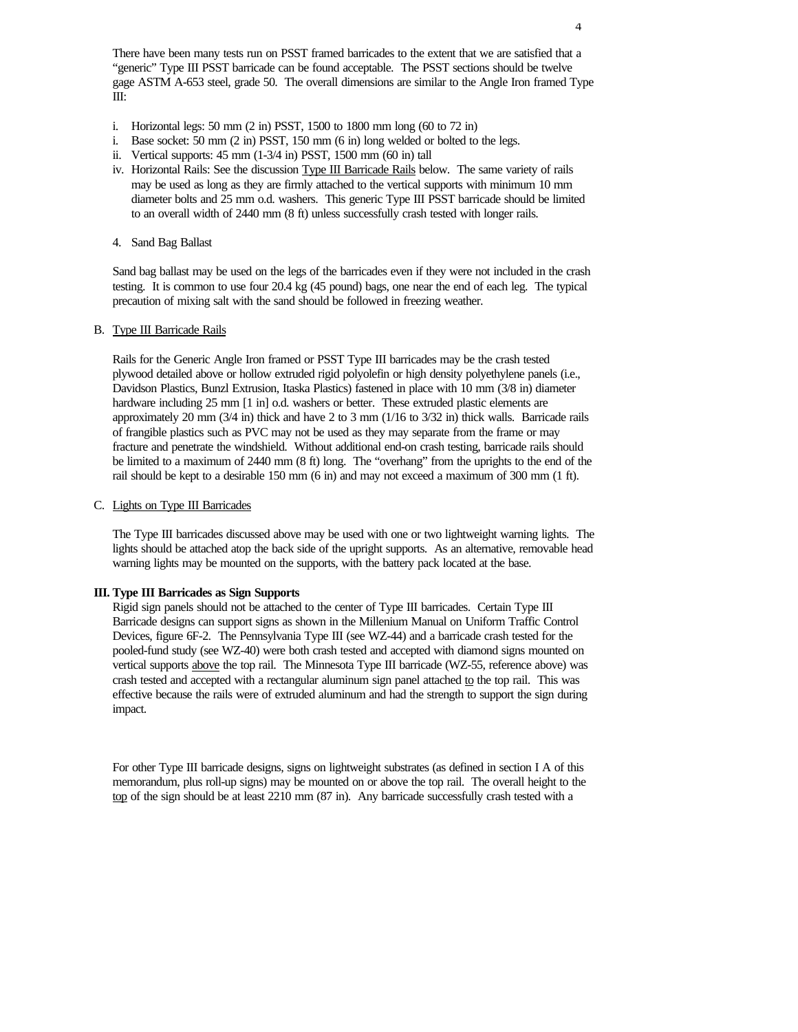There have been many tests run on PSST framed barricades to the extent that we are satisfied that a "generic" Type III PSST barricade can be found acceptable. The PSST sections should be twelve gage ASTM A-653 steel, grade 50. The overall dimensions are similar to the Angle Iron framed Type III:

i. Horizontal legs: 50 mm (2 in) PSST, 1500 to 1800 mm long (60 to 72 in)
i. Base socket: 50 mm (2 in) PSST, 150 mm (6 in) long welded or bolted to the legs.
ii. Vertical supports: 45 mm (1-3/4 in) PSST, 1500 mm (60 in) tall
iv. Horizontal Rails: See the discussion Type III Barricade Rails below. The same variety of rails may be used as long as they are firmly attached to the vertical supports with minimum 10 mm diameter bolts and 25 mm o.d. washers. This generic Type III PSST barricade should be limited to an overall width of 2440 mm (8 ft) unless successfully crash tested with longer rails.

4. Sand Bag Ballast

Sand bag ballast may be used on the legs of the barricades even if they were not included in the crash testing. It is common to use four 20.4 kg (45 pound) bags, one near the end of each leg. The typical precaution of mixing salt with the sand should be followed in freezing weather.

B. Type III Barricade Rails

Rails for the Generic Angle Iron framed or PSST Type III barricades may be the crash tested plywood detailed above or hollow extruded rigid polyolefin or high density polyethylene panels (i.e., Davidson Plastics, Bunzl Extrusion, Itaska Plastics) fastened in place with 10 mm (3/8 in) diameter hardware including 25 mm [1 in] o.d. washers or better. These extruded plastic elements are approximately 20 mm (3/4 in) thick and have 2 to 3 mm (1/16 to 3/32 in) thick walls. Barricade rails of frangible plastics such as PVC may not be used as they may separate from the frame or may fracture and penetrate the windshield. Without additional end-on crash testing, barricade rails should be limited to a maximum of 2440 mm (8 ft) long. The "overhang" from the uprights to the end of the rail should be kept to a desirable 150 mm (6 in) and may not exceed a maximum of 300 mm (1 ft).

C. Lights on Type III Barricades

The Type III barricades discussed above may be used with one or two lightweight warning lights. The lights should be attached atop the back side of the upright supports. As an alternative, removable head warning lights may be mounted on the supports, with the battery pack located at the base.

**III. Type III Barricades as Sign Supports**

Rigid sign panels should not be attached to the center of Type III barricades. Certain Type III Barricade designs can support signs as shown in the Millenium Manual on Uniform Traffic Control Devices, figure 6F-2. The Pennsylvania Type III (see WZ-44) and a barricade crash tested for the pooled-fund study (see WZ-40) were both crash tested and accepted with diamond signs mounted on vertical supports above the top rail. The Minnesota Type III barricade (WZ-55, reference above) was crash tested and accepted with a rectangular aluminum sign panel attached to the top rail. This was effective because the rails were of extruded aluminum and had the strength to support the sign during impact.

For other Type III barricade designs, signs on lightweight substrates (as defined in section I A of this memorandum, plus roll-up signs) may be mounted on or above the top rail. The overall height to the top of the sign should be at least 2210 mm (87 in). Any barricade successfully crash tested with a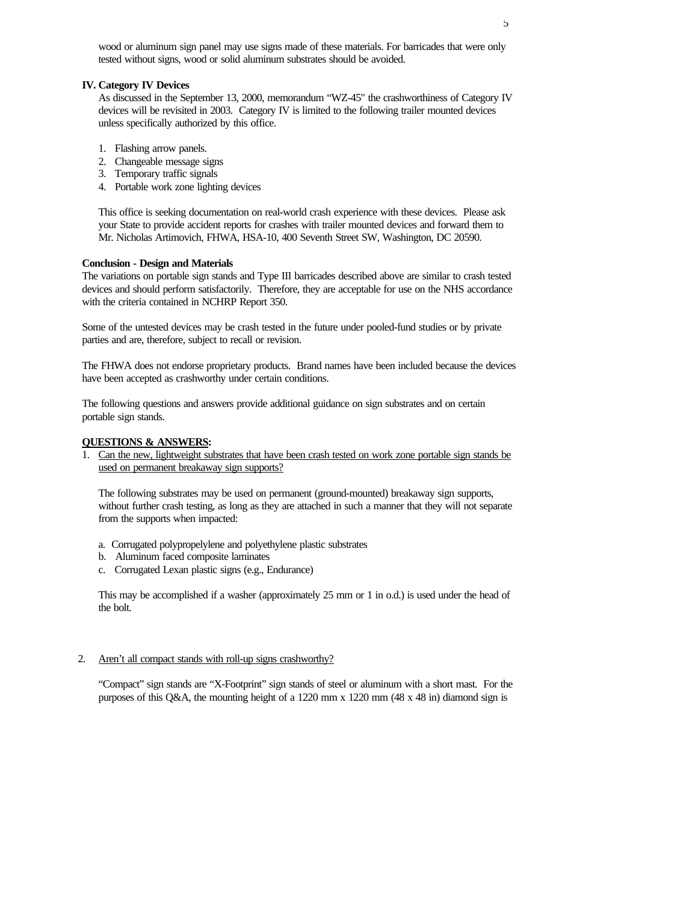wood or aluminum sign panel may use signs made of these materials. For barricades that were only tested without signs, wood or solid aluminum substrates should be avoided.

**IV. Category IV Devices**

As discussed in the September 13, 2000, memorandum "WZ-45" the crashworthiness of Category IV devices will be revisited in 2003. Category IV is limited to the following trailer mounted devices unless specifically authorized by this office.

1. Flashing arrow panels.
2. Changeable message signs
3. Temporary traffic signals
4. Portable work zone lighting devices

This office is seeking documentation on real-world crash experience with these devices. Please ask your State to provide accident reports for crashes with trailer mounted devices and forward them to Mr. Nicholas Artimovich, FHWA, HSA-10, 400 Seventh Street SW, Washington, DC 20590.

**Conclusion - Design and Materials**

The variations on portable sign stands and Type III barricades described above are similar to crash tested devices and should perform satisfactorily. Therefore, they are acceptable for use on the NHS accordance with the criteria contained in NCHRP Report 350.

Some of the untested devices may be crash tested in the future under pooled-fund studies or by private parties and are, therefore, subject to recall or revision.

The FHWA does not endorse proprietary products. Brand names have been included because the devices have been accepted as crashworthy under certain conditions.

The following questions and answers provide additional guidance on sign substrates and on certain portable sign stands.

**QUESTIONS & ANSWERS:**

1. Can the new, lightweight substrates that have been crash tested on work zone portable sign stands be used on permanent breakaway sign supports?

   The following substrates may be used on permanent (ground-mounted) breakaway sign supports, without further crash testing, as long as they are attached in such a manner that they will not separate from the supports when impacted:

   a. Corrugated polypropelylene and polyethylene plastic substrates
   b. Aluminum faced composite laminates
   c. Corrugated Lexan plastic signs (e.g., Endurance)

   This may be accomplished if a washer (approximately 25 mm or 1 in o.d.) is used under the head of the bolt.

2. Aren't all compact stands with roll-up signs crashworthy?

   "Compact" sign stands are "X-Footprint" sign stands of steel or aluminum with a short mast. For the purposes of this Q&A, the mounting height of a 1220 mm x 1220 mm (48 x 48 in) diamond sign is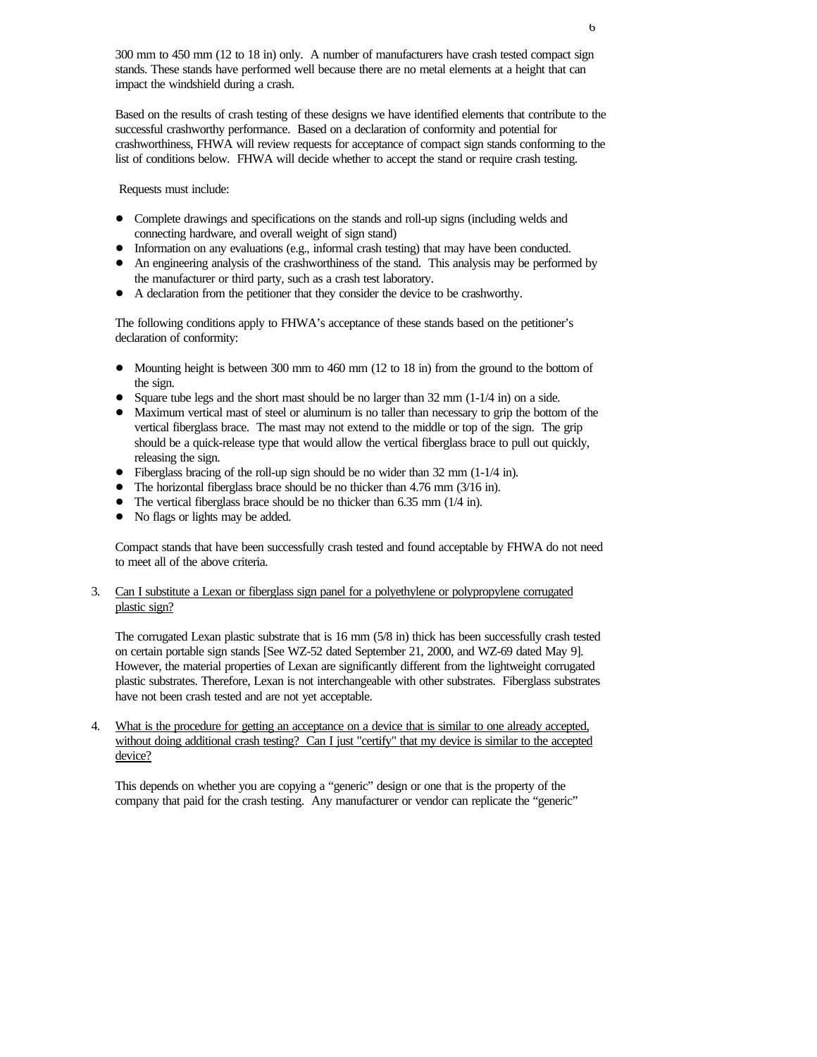300 mm to 450 mm (12 to 18 in) only. A number of manufacturers have crash tested compact sign stands. These stands have performed well because there are no metal elements at a height that can impact the windshield during a crash.

Based on the results of crash testing of these designs we have identified elements that contribute to the successful crashworthy performance. Based on a declaration of conformity and potential for crashworthiness, FHWA will review requests for acceptance of compact sign stands conforming to the list of conditions below. FHWA will decide whether to accept the stand or require crash testing.

Requests must include:

- Complete drawings and specifications on the stands and roll-up signs (including welds and connecting hardware, and overall weight of sign stand)
- Information on any evaluations (e.g., informal crash testing) that may have been conducted.
- An engineering analysis of the crashworthiness of the stand. This analysis may be performed by the manufacturer or third party, such as a crash test laboratory.
- A declaration from the petitioner that they consider the device to be crashworthy.

The following conditions apply to FHWA's acceptance of these stands based on the petitioner's declaration of conformity:

- Mounting height is between 300 mm to 460 mm (12 to 18 in) from the ground to the bottom of the sign.
- Square tube legs and the short mast should be no larger than 32 mm (1-1/4 in) on a side.
- Maximum vertical mast of steel or aluminum is no taller than necessary to grip the bottom of the vertical fiberglass brace. The mast may not extend to the middle or top of the sign. The grip should be a quick-release type that would allow the vertical fiberglass brace to pull out quickly, releasing the sign.
- Fiberglass bracing of the roll-up sign should be no wider than 32 mm (1-1/4 in).
- The horizontal fiberglass brace should be no thicker than 4.76 mm (3/16 in).
- The vertical fiberglass brace should be no thicker than 6.35 mm (1/4 in).
- No flags or lights may be added.

Compact stands that have been successfully crash tested and found acceptable by FHWA do not need to meet all of the above criteria.

3. <u>Can I substitute a Lexan or fiberglass sign panel for a polyethylene or polypropylene corrugated plastic sign?</u>

   The corrugated Lexan plastic substrate that is 16 mm (5/8 in) thick has been successfully crash tested on certain portable sign stands [See WZ-52 dated September 21, 2000, and WZ-69 dated May 9]. However, the material properties of Lexan are significantly different from the lightweight corrugated plastic substrates. Therefore, Lexan is not interchangeable with other substrates. Fiberglass substrates have not been crash tested and are not yet acceptable.

4. <u>What is the procedure for getting an acceptance on a device that is similar to one already accepted, without doing additional crash testing? Can I just "certify" that my device is similar to the accepted device?</u>

   This depends on whether you are copying a "generic" design or one that is the property of the company that paid for the crash testing. Any manufacturer or vendor can replicate the "generic"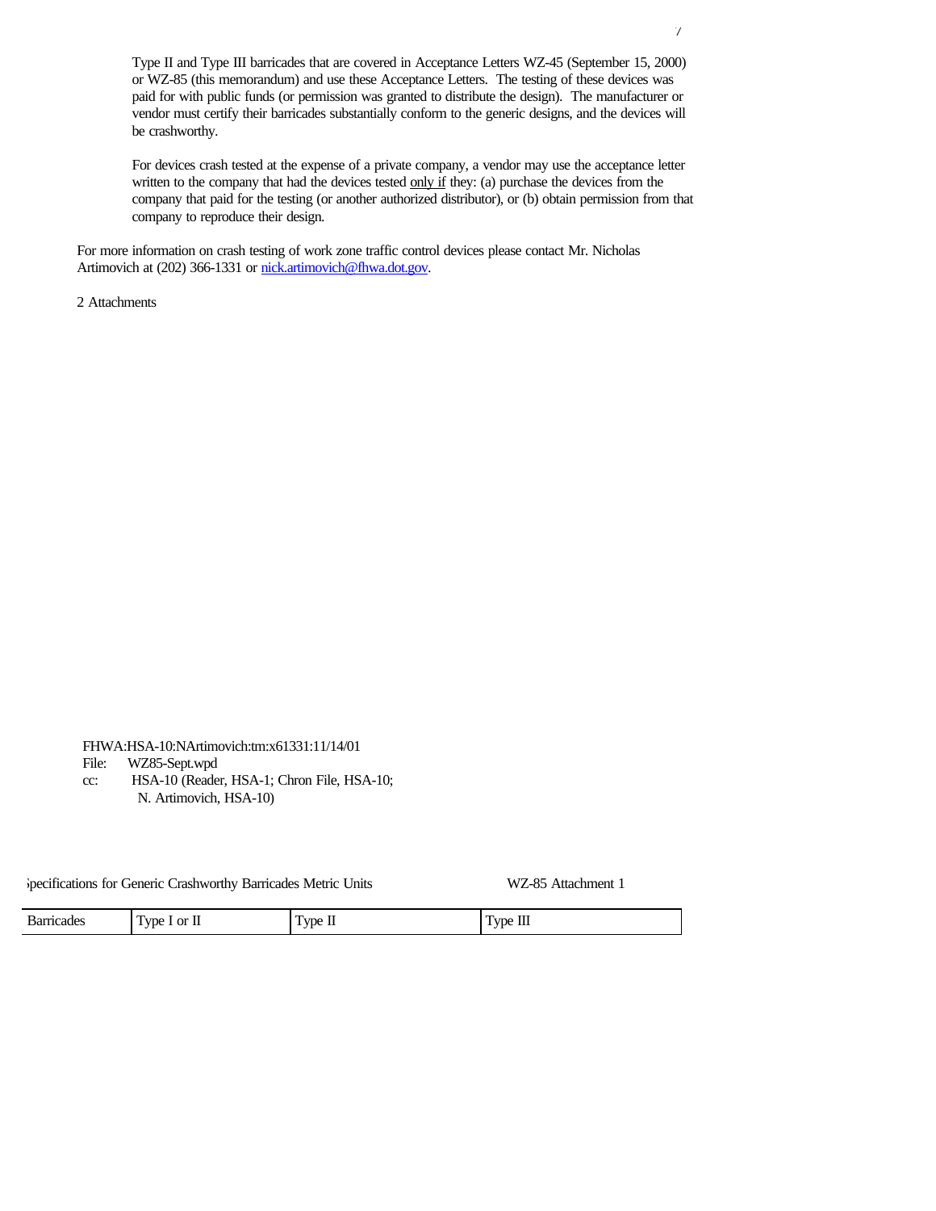Type II and Type III barricades that are covered in Acceptance Letters WZ-45 (September 15, 2000) or WZ-85 (this memorandum) and use these Acceptance Letters. The testing of these devices was paid for with public funds (or permission was granted to distribute the design). The manufacturer or vendor must certify their barricades substantially conform to the generic designs, and the devices will be crashworthy.

For devices crash tested at the expense of a private company, a vendor may use the acceptance letter written to the company that had the devices tested only if they: (a) purchase the devices from the company that paid for the testing (or another authorized distributor), or (b) obtain permission from that company to reproduce their design.

For more information on crash testing of work zone traffic control devices please contact Mr. Nicholas Artimovich at (202) 366-1331 or nick.artimovich@fhwa.dot.gov.

2 Attachments

FHWA:HSA-10:NArtimovich:tm:x61331:11/14/01
File: WZ85-Sept.wpd
cc: HSA-10 (Reader, HSA-1; Chron File, HSA-10; N. Artimovich, HSA-10)

Specifications for Generic Crashworthy Barricades Metric Units WZ-85 Attachment 1

| Barricades | Type I or II | Type II | Type III |
|---|---|---|---|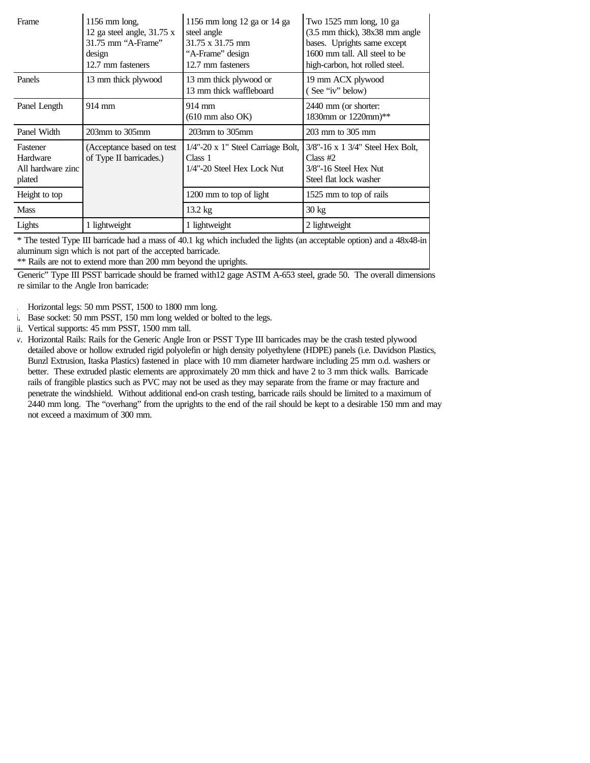| Frame | 1156 mm long, 12 ga steel angle, 31.75 x 31.75 mm "A-Frame" design 12.7 mm fasteners | 1156 mm long 12 ga or 14 ga steel angle 31.75 x 31.75 mm "A-Frame" design 12.7 mm fasteners | Two 1525 mm long, 10 ga (3.5 mm thick), 38x38 mm angle bases. Uprights same except 1600 mm tall. All steel to be high-carbon, hot rolled steel. |
|---|---|---|---|
| Panels | 13 mm thick plywood | 13 mm thick plywood or 13 mm thick waffleboard | 19 mm ACX plywood ( See "iv" below) |
| Panel Length | 914 mm | 914 mm (610 mm also OK) | 2440 mm (or shorter: 1830mm or 1220mm)** |
| Panel Width | 203mm to 305mm | 203mm to 305mm | 203 mm to 305 mm |
| Fastener Hardware All hardware zinc plated | (Acceptance based on test of Type II barricades.) | 1/4"-20 x 1" Steel Carriage Bolt, Class 1 1/4"-20 Steel Hex Lock Nut | 3/8"-16 x 1 3/4" Steel Hex Bolt, Class #2 3/8"-16 Steel Hex Nut Steel flat lock washer |
| Height to top | | 1200 mm to top of light | 1525 mm to top of rails |
| Mass | | 13.2 kg | 30 kg |
| Lights | 1 lightweight | 1 lightweight | 2 lightweight |

* The tested Type III barricade had a mass of 40.1 kg which included the lights (an acceptable option) and a 48x48-in aluminum sign which is not part of the accepted barricade.
** Rails are not to extend more than 200 mm beyond the uprights.

Generic" Type III PSST barricade should be framed with12 gage ASTM A-653 steel, grade 50. The overall dimensions re similar to the Angle Iron barricade:

i. Horizontal legs: 50 mm PSST, 1500 to 1800 mm long.
ii. Base socket: 50 mm PSST, 150 mm long welded or bolted to the legs.
iii. Vertical supports: 45 mm PSST, 1500 mm tall.
iv. Horizontal Rails: Rails for the Generic Angle Iron or PSST Type III barricades may be the crash tested plywood detailed above or hollow extruded rigid polyolefin or high density polyethylene (HDPE) panels (i.e. Davidson Plastics, Bunzl Extrusion, Itaska Plastics) fastened in place with 10 mm diameter hardware including 25 mm o.d. washers or better. These extruded plastic elements are approximately 20 mm thick and have 2 to 3 mm thick walls. Barricade rails of frangible plastics such as PVC may not be used as they may separate from the frame or may fracture and penetrate the windshield. Without additional end-on crash testing, barricade rails should be limited to a maximum of 2440 mm long. The "overhang" from the uprights to the end of the rail should be kept to a desirable 150 mm and may not exceed a maximum of 300 mm.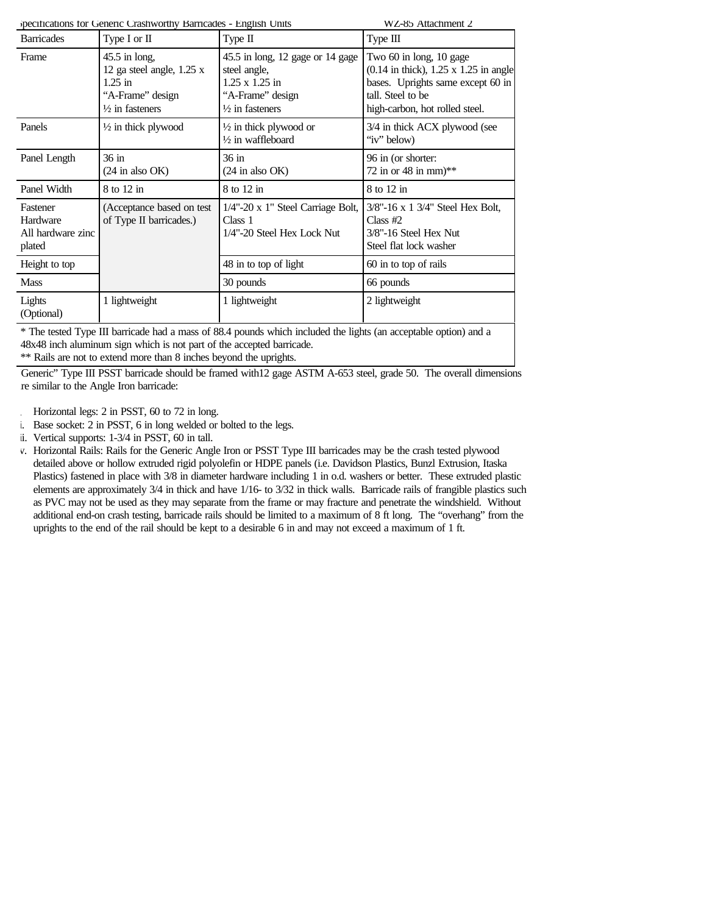Specifications for Generic Crashworthy Barricades - English Units WZ-85 Attachment 2

| Barricades | Type I or II | Type II | Type III |
| --- | --- | --- | --- |
| Frame | 45.5 in long, 12 ga steel angle, 1.25 x 1.25 in "A-Frame" design ½ in fasteners | 45.5 in long, 12 gage or 14 gage steel angle, 1.25 x 1.25 in "A-Frame" design ½ in fasteners | Two 60 in long, 10 gage (0.14 in thick), 1.25 x 1.25 in angle bases. Uprights same except 60 in tall. Steel to be high-carbon, hot rolled steel. |
| Panels | ½ in thick plywood | ½ in thick plywood or ½ in waffleboard | 3/4 in thick ACX plywood (see "iv" below) |
| Panel Length | 36 in (24 in also OK) | 36 in (24 in also OK) | 96 in (or shorter: 72 in or 48 in mm)** |
| Panel Width | 8 to 12 in | 8 to 12 in | 8 to 12 in |
| Fastener Hardware All hardware zinc plated | (Acceptance based on test of Type II barricades.) | 1/4"-20 x 1" Steel Carriage Bolt, Class 1 1/4"-20 Steel Hex Lock Nut | 3/8"-16 x 1 3/4" Steel Hex Bolt, Class #2 3/8"-16 Steel Hex Nut Steel flat lock washer |
| Height to top | | 48 in to top of light | 60 in to top of rails |
| Mass | | 30 pounds | 66 pounds |
| Lights (Optional) | 1 lightweight | 1 lightweight | 2 lightweight |

\* The tested Type III barricade had a mass of 88.4 pounds which included the lights (an acceptable option) and a 48x48 inch aluminum sign which is not part of the accepted barricade.

** Rails are not to extend more than 8 inches beyond the uprights.

"Generic" Type III PSST barricade should be framed with12 gage ASTM A-653 steel, grade 50. The overall dimensions are similar to the Angle Iron barricade:

i. Horizontal legs: 2 in PSST, 60 to 72 in long.
ii. Base socket: 2 in PSST, 6 in long welded or bolted to the legs.
iii. Vertical supports: 1-3/4 in PSST, 60 in tall.
iv. Horizontal Rails: Rails for the Generic Angle Iron or PSST Type III barricades may be the crash tested plywood detailed above or hollow extruded rigid polyolefin or HDPE panels (i.e. Davidson Plastics, Bunzl Extrusion, Itaska Plastics) fastened in place with 3/8 in diameter hardware including 1 in o.d. washers or better. These extruded plastic elements are approximately 3/4 in thick and have 1/16- to 3/32 in thick walls. Barricade rails of frangible plastics such as PVC may not be used as they may separate from the frame or may fracture and penetrate the windshield. Without additional end-on crash testing, barricade rails should be limited to a maximum of 8 ft long. The "overhang" from the uprights to the end of the rail should be kept to a desirable 6 in and may not exceed a maximum of 1 ft.